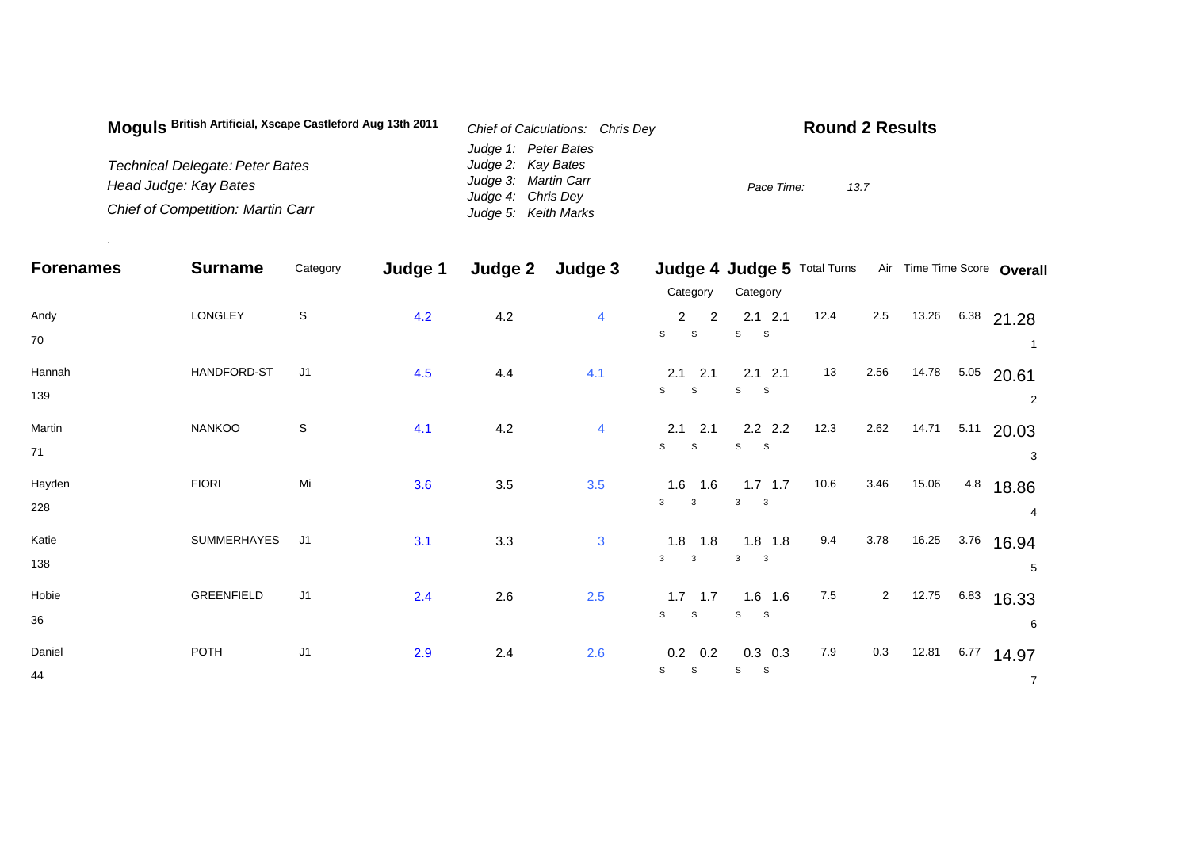**Moguls** British Artificial, Xscape Castleford Aug 13th 2011

*Technical Delegate: Peter Bates*
*Head Judge: Kay Bates*
*Chief of Competition: Martin Carr*

*Chief of Calculations: Chris Dey*
*Judge 1: Peter Bates*
*Judge 2: Kay Bates*
*Judge 3: Martin Carr*
*Judge 4: Chris Dey*
*Judge 5: Keith Marks*

**Round 2 Results**

*Pace Time:* *13.7*

.

| Forenames | Surname | Category | Judge 1 | Judge 2 | Judge 3 | Judge 4 Category | | Judge 5 Category | | Total Turns | Air | Time | Time Score | Overall |
|---|---|---|---|---|---|---|---|---|---|---|---|---|---|---|
| Andy | LONGLEY | S | 4.2 | 4.2 | 4 | 2 | 2 | 2.1 | 2.1 | 12.4 | 2.5 | 13.26 | 6.38 | 21.28 |
| 70 | | | | | | S | S | S | S | | | | | 1 |
| Hannah | HANDFORD-ST | J1 | 4.5 | 4.4 | 4.1 | 2.1 | 2.1 | 2.1 | 2.1 | 13 | 2.56 | 14.78 | 5.05 | 20.61 |
| 139 | | | | | | S | S | S | S | | | | | 2 |
| Martin | NANKOO | S | 4.1 | 4.2 | 4 | 2.1 | 2.1 | 2.2 | 2.2 | 12.3 | 2.62 | 14.71 | 5.11 | 20.03 |
| 71 | | | | | | S | S | S | S | | | | | 3 |
| Hayden | FIORI | Mi | 3.6 | 3.5 | 3.5 | 1.6 | 1.6 | 1.7 | 1.7 | 10.6 | 3.46 | 15.06 | 4.8 | 18.86 |
| 228 | | | | | | 3 | 3 | 3 | 3 | | | | | 4 |
| Katie | SUMMERHAYES | J1 | 3.1 | 3.3 | 3 | 1.8 | 1.8 | 1.8 | 1.8 | 9.4 | 3.78 | 16.25 | 3.76 | 16.94 |
| 138 | | | | | | 3 | 3 | 3 | 3 | | | | | 5 |
| Hobie | GREENFIELD | J1 | 2.4 | 2.6 | 2.5 | 1.7 | 1.7 | 1.6 | 1.6 | 7.5 | 2 | 12.75 | 6.83 | 16.33 |
| 36 | | | | | | S | S | S | S | | | | | 6 |
| Daniel | POTH | J1 | 2.9 | 2.4 | 2.6 | 0.2 | 0.2 | 0.3 | 0.3 | 7.9 | 0.3 | 12.81 | 6.77 | 14.97 |
| 44 | | | | | | S | S | S | S | | | | | 7 |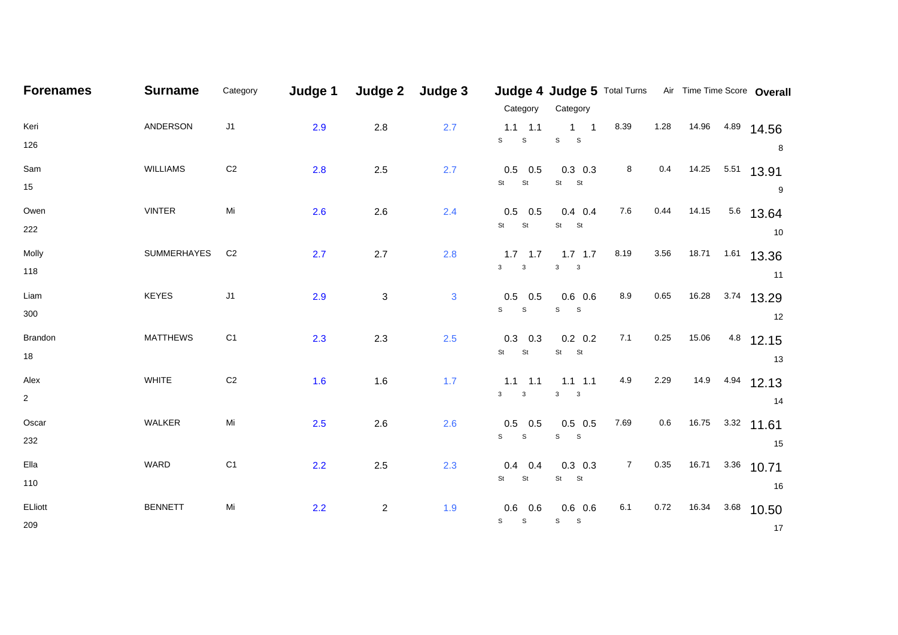| Forenames | Surname | Category | Judge 1 | Judge 2 | Judge 3 | Judge 4 Category | | Judge 5 Category | | Total Turns | Air | Time | Time Score | Overall |
|---|---|---|---|---|---|---|---|---|---|---|---|---|---|---|
| Keri 126 | ANDERSON | J1 | 2.9 | 2.8 | 2.7 | 1.1 S | 1.1 S | 1 S | 1 S | 8.39 | 1.28 | 14.96 | 4.89 | 14.56 8 |
| Sam 15 | WILLIAMS | C2 | 2.8 | 2.5 | 2.7 | 0.5 St | 0.5 St | 0.3 St | 0.3 St | 8 | 0.4 | 14.25 | 5.51 | 13.91 9 |
| Owen 222 | VINTER | Mi | 2.6 | 2.6 | 2.4 | 0.5 St | 0.5 St | 0.4 St | 0.4 St | 7.6 | 0.44 | 14.15 | 5.6 | 13.64 10 |
| Molly 118 | SUMMERHAYES | C2 | 2.7 | 2.7 | 2.8 | 1.7 3 | 1.7 3 | 1.7 3 | 1.7 3 | 8.19 | 3.56 | 18.71 | 1.61 | 13.36 11 |
| Liam 300 | KEYES | J1 | 2.9 | 3 | 3 | 0.5 S | 0.5 S | 0.6 S | 0.6 S | 8.9 | 0.65 | 16.28 | 3.74 | 13.29 12 |
| Brandon 18 | MATTHEWS | C1 | 2.3 | 2.3 | 2.5 | 0.3 St | 0.3 St | 0.2 St | 0.2 St | 7.1 | 0.25 | 15.06 | 4.8 | 12.15 13 |
| Alex 2 | WHITE | C2 | 1.6 | 1.6 | 1.7 | 1.1 3 | 1.1 3 | 1.1 3 | 1.1 3 | 4.9 | 2.29 | 14.9 | 4.94 | 12.13 14 |
| Oscar 232 | WALKER | Mi | 2.5 | 2.6 | 2.6 | 0.5 S | 0.5 S | 0.5 S | 0.5 S | 7.69 | 0.6 | 16.75 | 3.32 | 11.61 15 |
| Ella 110 | WARD | C1 | 2.2 | 2.5 | 2.3 | 0.4 St | 0.4 St | 0.3 St | 0.3 St | 7 | 0.35 | 16.71 | 3.36 | 10.71 16 |
| ELliott 209 | BENNETT | Mi | 2.2 | 2 | 1.9 | 0.6 S | 0.6 S | 0.6 S | 0.6 S | 6.1 | 0.72 | 16.34 | 3.68 | 10.50 17 |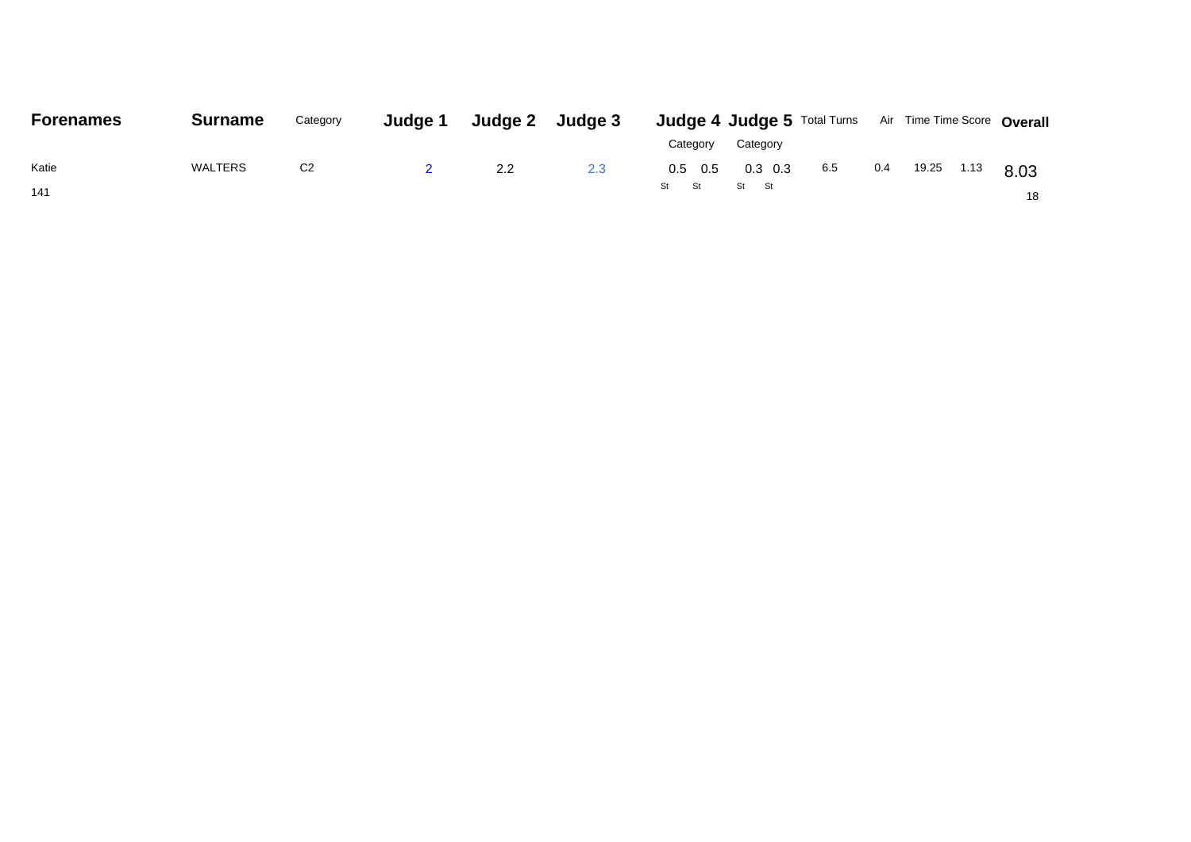| Forenames | Surname | Category | Judge 1 | Judge 2 | Judge 3 | Judge 4 | | Judge 5 | | Total Turns | Air | Time | Time Score | Overall |
|---|---|---|---|---|---|---|---|---|---|---|---|---|---|---|
| | | | | | | Category | | Category | | | | | | |
| Katie | WALTERS | C2 | 2 | 2.2 | 2.3 | 0.5 | 0.5 | 0.3 | 0.3 | 6.5 | 0.4 | 19.25 | 1.13 | 8.03 |
| 141 | | | | | | St | St | St | St | | | | | 18 |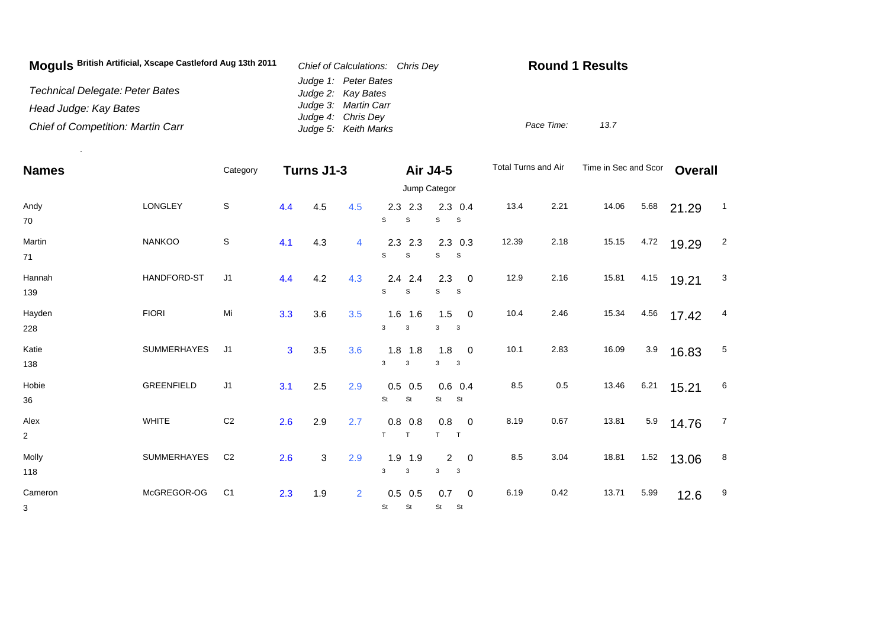# Moguls British Artificial, Xscape Castleford Aug 13th 2011

*Technical Delegate: Peter Bates*
*Head Judge: Kay Bates*
*Chief of Competition: Martin Carr*

*Chief of Calculations: Chris Dey*
*Judge 1: Peter Bates*
*Judge 2: Kay Bates*
*Judge 3: Martin Carr*
*Judge 4: Chris Dey*
*Judge 5: Keith Marks*

**Round 1 Results**

*Pace Time:* *13.7*

| Names | | Category | Turns J1-3 | | | Air J4-5 | | | | Total Turns and Air | | Time in Sec and Scor | | Overall | |
|---|---|---|---|---|---|---|---|---|---|---|---|---|---|---|---|
| | | | | | | Jump Categor | | | | | | | | | |
| Andy 70 | LONGLEY | S | 4.4 | 4.5 | 4.5 | 2.3 S | 2.3 S | 2.3 S | 0.4 S | 13.4 | 2.21 | 14.06 | 5.68 | 21.29 | 1 |
| Martin 71 | NANKOO | S | 4.1 | 4.3 | 4 | 2.3 S | 2.3 S | 2.3 S | 0.3 S | 12.39 | 2.18 | 15.15 | 4.72 | 19.29 | 2 |
| Hannah 139 | HANDFORD-ST | J1 | 4.4 | 4.2 | 4.3 | 2.4 S | 2.4 S | 2.3 S | 0 S | 12.9 | 2.16 | 15.81 | 4.15 | 19.21 | 3 |
| Hayden 228 | FIORI | Mi | 3.3 | 3.6 | 3.5 | 1.6 3 | 1.6 3 | 1.5 3 | 0 3 | 10.4 | 2.46 | 15.34 | 4.56 | 17.42 | 4 |
| Katie 138 | SUMMERHAYES | J1 | 3 | 3.5 | 3.6 | 1.8 3 | 1.8 3 | 1.8 3 | 0 3 | 10.1 | 2.83 | 16.09 | 3.9 | 16.83 | 5 |
| Hobie 36 | GREENFIELD | J1 | 3.1 | 2.5 | 2.9 | 0.5 St | 0.5 St | 0.6 St | 0.4 St | 8.5 | 0.5 | 13.46 | 6.21 | 15.21 | 6 |
| Alex 2 | WHITE | C2 | 2.6 | 2.9 | 2.7 | 0.8 T | 0.8 T | 0.8 T | 0 T | 8.19 | 0.67 | 13.81 | 5.9 | 14.76 | 7 |
| Molly 118 | SUMMERHAYES | C2 | 2.6 | 3 | 2.9 | 1.9 3 | 1.9 3 | 2 3 | 0 3 | 8.5 | 3.04 | 18.81 | 1.52 | 13.06 | 8 |
| Cameron 3 | McGREGOR-OG | C1 | 2.3 | 1.9 | 2 | 0.5 St | 0.5 St | 0.7 St | 0 St | 6.19 | 0.42 | 13.71 | 5.99 | 12.6 | 9 |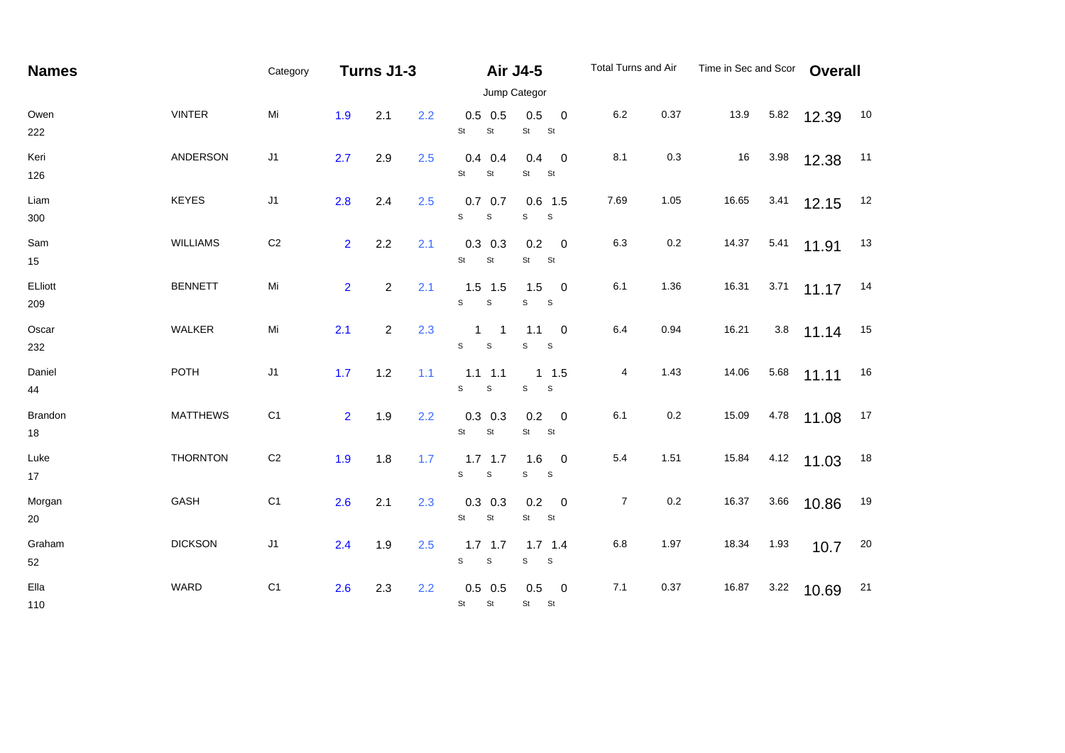| Names | | Category | Turns J1-3 | | | Air J4-5 | | | | Total Turns and Air | | Time in Sec and Scor | | Overall | |
|---|---|---|---|---|---|---|---|---|---|---|---|---|---|---|---|
| | | | | | | Jump Categor | | | | | | | | | |
| Owen 222 | VINTER | Mi | 1.9 | 2.1 | 2.2 | 0.5 St | 0.5 St | 0.5 St | 0 St | 6.2 | 0.37 | 13.9 | 5.82 | 12.39 | 10 |
| Keri 126 | ANDERSON | J1 | 2.7 | 2.9 | 2.5 | 0.4 St | 0.4 St | 0.4 St | 0 St | 8.1 | 0.3 | 16 | 3.98 | 12.38 | 11 |
| Liam 300 | KEYES | J1 | 2.8 | 2.4 | 2.5 | 0.7 S | 0.7 S | 0.6 S | 1.5 S | 7.69 | 1.05 | 16.65 | 3.41 | 12.15 | 12 |
| Sam 15 | WILLIAMS | C2 | 2 | 2.2 | 2.1 | 0.3 St | 0.3 St | 0.2 St | 0 St | 6.3 | 0.2 | 14.37 | 5.41 | 11.91 | 13 |
| ELliott 209 | BENNETT | Mi | 2 | 2 | 2.1 | 1.5 S | 1.5 S | 1.5 S | 0 S | 6.1 | 1.36 | 16.31 | 3.71 | 11.17 | 14 |
| Oscar 232 | WALKER | Mi | 2.1 | 2 | 2.3 | 1 S | 1 S | 1.1 S | 0 S | 6.4 | 0.94 | 16.21 | 3.8 | 11.14 | 15 |
| Daniel 44 | POTH | J1 | 1.7 | 1.2 | 1.1 | 1.1 S | 1.1 S | 1 S | 1.5 S | 4 | 1.43 | 14.06 | 5.68 | 11.11 | 16 |
| Brandon 18 | MATTHEWS | C1 | 2 | 1.9 | 2.2 | 0.3 St | 0.3 St | 0.2 St | 0 St | 6.1 | 0.2 | 15.09 | 4.78 | 11.08 | 17 |
| Luke 17 | THORNTON | C2 | 1.9 | 1.8 | 1.7 | 1.7 S | 1.7 S | 1.6 S | 0 S | 5.4 | 1.51 | 15.84 | 4.12 | 11.03 | 18 |
| Morgan 20 | GASH | C1 | 2.6 | 2.1 | 2.3 | 0.3 St | 0.3 St | 0.2 St | 0 St | 7 | 0.2 | 16.37 | 3.66 | 10.86 | 19 |
| Graham 52 | DICKSON | J1 | 2.4 | 1.9 | 2.5 | 1.7 S | 1.7 S | 1.7 S | 1.4 S | 6.8 | 1.97 | 18.34 | 1.93 | 10.7 | 20 |
| Ella 110 | WARD | C1 | 2.6 | 2.3 | 2.2 | 0.5 St | 0.5 St | 0.5 St | 0 St | 7.1 | 0.37 | 16.87 | 3.22 | 10.69 | 21 |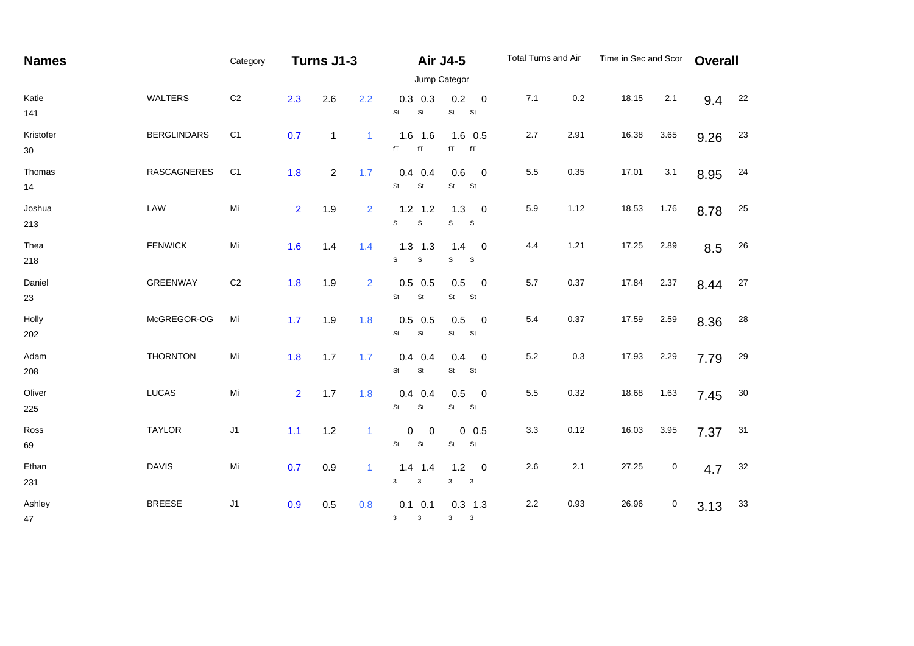| Names | | Category | Turns J1-3 | | | Air J4-5 | | | | Total Turns and Air | | Time in Sec and Scor | | Overall | |
|---|---|---|---|---|---|---|---|---|---|---|---|---|---|---|---|
| | | | | | | Jump Categor | | | | | | | | | |
| Katie 141 | WALTERS | C2 | 2.3 | 2.6 | 2.2 | 0.3 St | 0.3 St | 0.2 St | 0 St | 7.1 | 0.2 | 18.15 | 2.1 | 9.4 | 22 |
| Kristofer 30 | BERGLINDARS | C1 | 0.7 | 1 | 1 | 1.6 fT | 1.6 fT | 1.6 fT | 0.5 fT | 2.7 | 2.91 | 16.38 | 3.65 | 9.26 | 23 |
| Thomas 14 | RASCAGNERES | C1 | 1.8 | 2 | 1.7 | 0.4 St | 0.4 St | 0.6 St | 0 St | 5.5 | 0.35 | 17.01 | 3.1 | 8.95 | 24 |
| Joshua 213 | LAW | Mi | 2 | 1.9 | 2 | 1.2 S | 1.2 S | 1.3 S | 0 S | 5.9 | 1.12 | 18.53 | 1.76 | 8.78 | 25 |
| Thea 218 | FENWICK | Mi | 1.6 | 1.4 | 1.4 | 1.3 S | 1.3 S | 1.4 S | 0 S | 4.4 | 1.21 | 17.25 | 2.89 | 8.5 | 26 |
| Daniel 23 | GREENWAY | C2 | 1.8 | 1.9 | 2 | 0.5 St | 0.5 St | 0.5 St | 0 St | 5.7 | 0.37 | 17.84 | 2.37 | 8.44 | 27 |
| Holly 202 | McGREGOR-OG | Mi | 1.7 | 1.9 | 1.8 | 0.5 St | 0.5 St | 0.5 St | 0 St | 5.4 | 0.37 | 17.59 | 2.59 | 8.36 | 28 |
| Adam 208 | THORNTON | Mi | 1.8 | 1.7 | 1.7 | 0.4 St | 0.4 St | 0.4 St | 0 St | 5.2 | 0.3 | 17.93 | 2.29 | 7.79 | 29 |
| Oliver 225 | LUCAS | Mi | 2 | 1.7 | 1.8 | 0.4 St | 0.4 St | 0.5 St | 0 St | 5.5 | 0.32 | 18.68 | 1.63 | 7.45 | 30 |
| Ross 69 | TAYLOR | J1 | 1.1 | 1.2 | 1 | 0 St | 0 St | 0 St | 0.5 St | 3.3 | 0.12 | 16.03 | 3.95 | 7.37 | 31 |
| Ethan 231 | DAVIS | Mi | 0.7 | 0.9 | 1 | 1.4 3 | 1.4 3 | 1.2 3 | 0 3 | 2.6 | 2.1 | 27.25 | 0 | 4.7 | 32 |
| Ashley 47 | BREESE | J1 | 0.9 | 0.5 | 0.8 | 0.1 3 | 0.1 3 | 0.3 3 | 1.3 3 | 2.2 | 0.93 | 26.96 | 0 | 3.13 | 33 |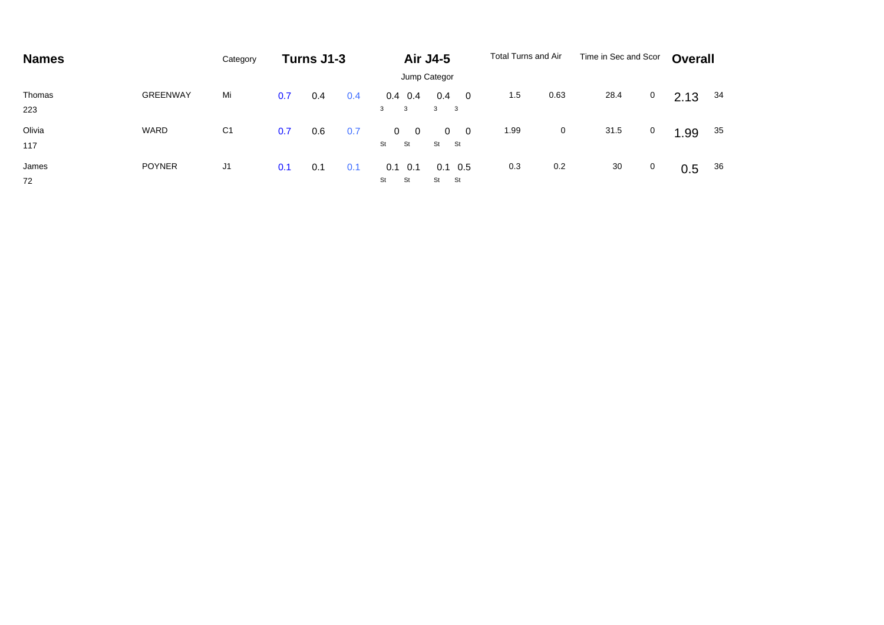| Names | | Category | Turns J1-3 | | | Air J4-5 | | | | Total Turns and Air | | Time in Sec and Scor | | Overall | |
|---|---|---|---|---|---|---|---|---|---|---|---|---|---|---|---|
| | | | | | | Jump Categor | | | | | | | | | |
| Thomas 223 | GREENWAY | Mi | 0.7 | 0.4 | 0.4 | 0.4 3 | 0.4 3 | 0.4 3 | 0 3 | 1.5 | 0.63 | 28.4 | 0 | 2.13 | 34 |
| Olivia 117 | WARD | C1 | 0.7 | 0.6 | 0.7 | 0 St | 0 St | 0 St | 0 St | 1.99 | 0 | 31.5 | 0 | 1.99 | 35 |
| James 72 | POYNER | J1 | 0.1 | 0.1 | 0.1 | 0.1 St | 0.1 St | 0.1 St | 0.5 St | 0.3 | 0.2 | 30 | 0 | 0.5 | 36 |